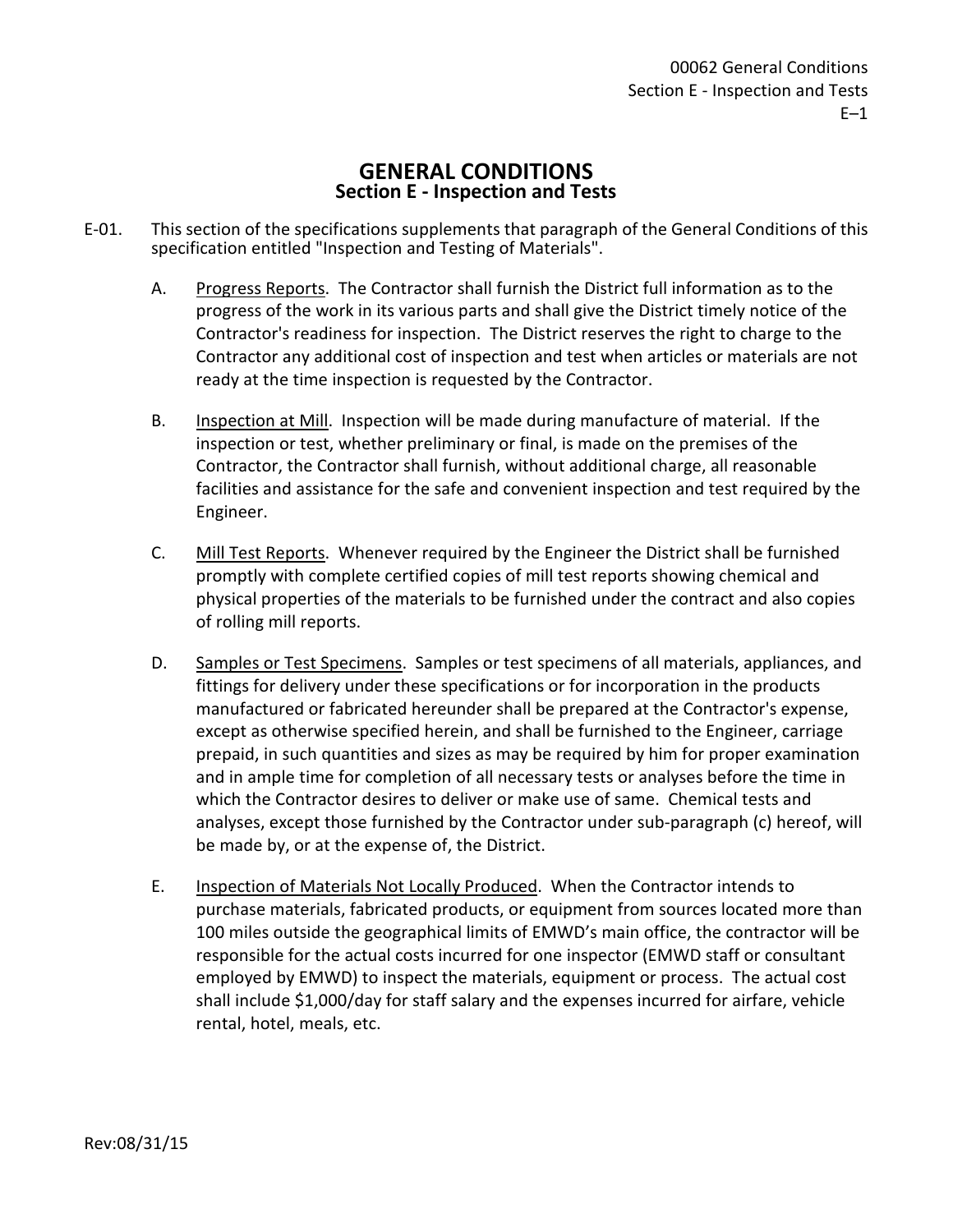# GENERAL CONDITIONS

## Section E - Inspection and Tests

E-01. This section of the specifications supplements that paragraph of the General Conditions of this specification entitled "Inspection and Testing of Materials".

A. Progress Reports. The Contractor shall furnish the District full information as to the progress of the work in its various parts and shall give the District timely notice of the Contractor's readiness for inspection. The District reserves the right to charge to the Contractor any additional cost of inspection and test when articles or materials are not ready at the time inspection is requested by the Contractor.

B. Inspection at Mill. Inspection will be made during manufacture of material. If the inspection or test, whether preliminary or final, is made on the premises of the Contractor, the Contractor shall furnish, without additional charge, all reasonable facilities and assistance for the safe and convenient inspection and test required by the Engineer.

C. Mill Test Reports. Whenever required by the Engineer the District shall be furnished promptly with complete certified copies of mill test reports showing chemical and physical properties of the materials to be furnished under the contract and also copies of rolling mill reports.

D. Samples or Test Specimens. Samples or test specimens of all materials, appliances, and fittings for delivery under these specifications or for incorporation in the products manufactured or fabricated hereunder shall be prepared at the Contractor's expense, except as otherwise specified herein, and shall be furnished to the Engineer, carriage prepaid, in such quantities and sizes as may be required by him for proper examination and in ample time for completion of all necessary tests or analyses before the time in which the Contractor desires to deliver or make use of same. Chemical tests and analyses, except those furnished by the Contractor under sub-paragraph (c) hereof, will be made by, or at the expense of, the District.

E. Inspection of Materials Not Locally Produced. When the Contractor intends to purchase materials, fabricated products, or equipment from sources located more than 100 miles outside the geographical limits of EMWD's main office, the contractor will be responsible for the actual costs incurred for one inspector (EMWD staff or consultant employed by EMWD) to inspect the materials, equipment or process. The actual cost shall include $1,000/day for staff salary and the expenses incurred for airfare, vehicle rental, hotel, meals, etc.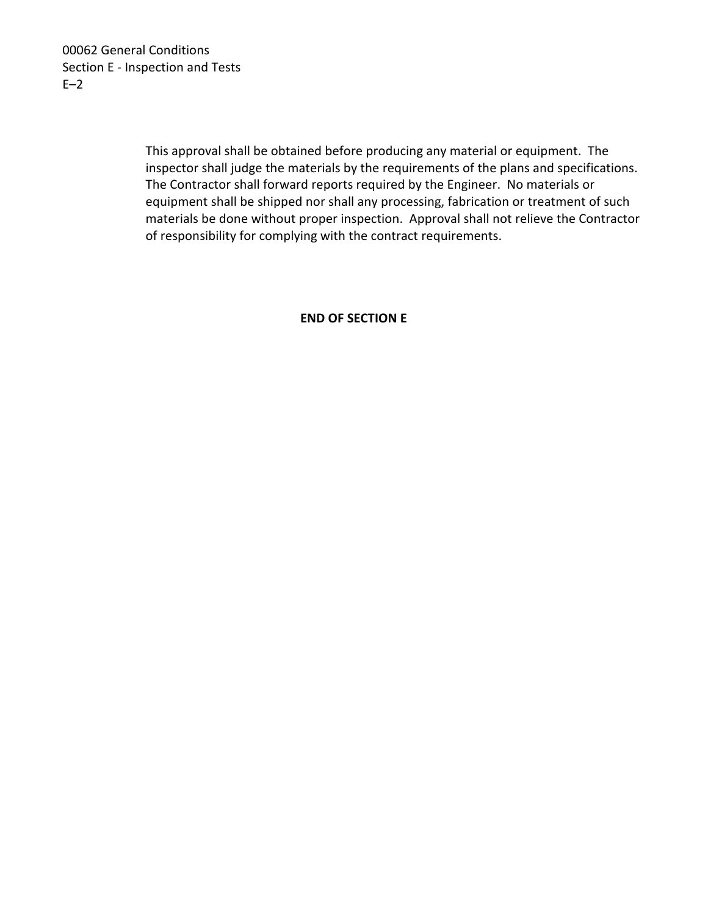This approval shall be obtained before producing any material or equipment. The inspector shall judge the materials by the requirements of the plans and specifications. The Contractor shall forward reports required by the Engineer. No materials or equipment shall be shipped nor shall any processing, fabrication or treatment of such materials be done without proper inspection. Approval shall not relieve the Contractor of responsibility for complying with the contract requirements.

**END OF SECTION E**